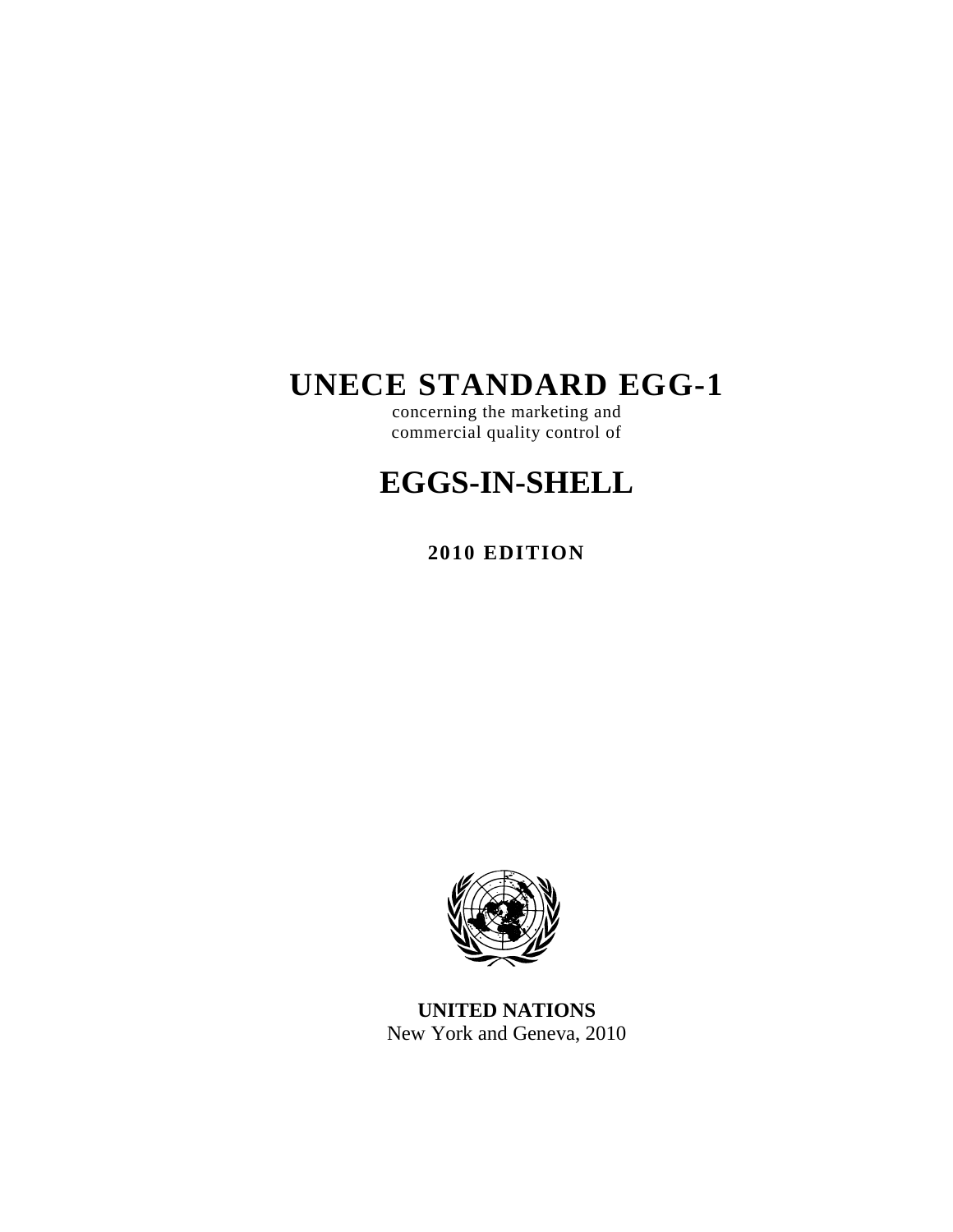# UNECE STANDARD EGG-1

concerning the marketing and commercial quality control of

# EGGS-IN-SHELL

**2010 EDITION**

**UNITED NATIONS**
New York and Geneva, 2010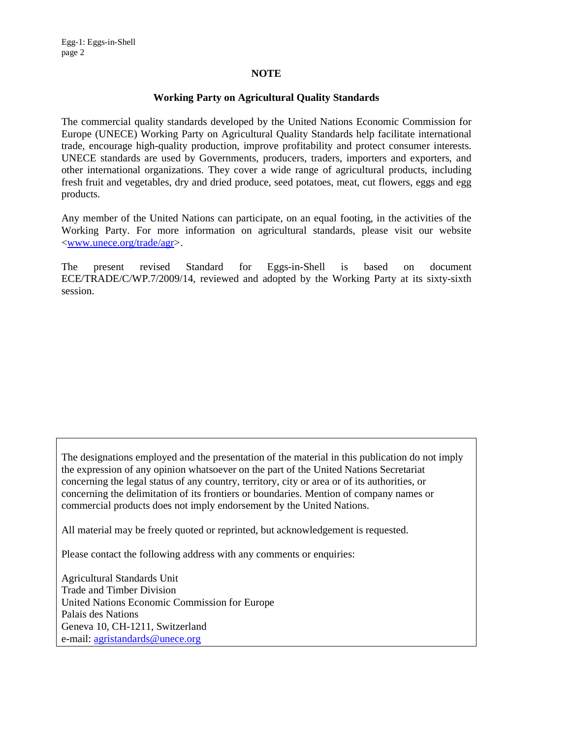## NOTE

### Working Party on Agricultural Quality Standards

The commercial quality standards developed by the United Nations Economic Commission for Europe (UNECE) Working Party on Agricultural Quality Standards help facilitate international trade, encourage high-quality production, improve profitability and protect consumer interests. UNECE standards are used by Governments, producers, traders, importers and exporters, and other international organizations. They cover a wide range of agricultural products, including fresh fruit and vegetables, dry and dried produce, seed potatoes, meat, cut flowers, eggs and egg products.

Any member of the United Nations can participate, on an equal footing, in the activities of the Working Party. For more information on agricultural standards, please visit our website <www.unece.org/trade/agr>.

The present revised Standard for Eggs-in-Shell is based on document ECE/TRADE/C/WP.7/2009/14, reviewed and adopted by the Working Party at its sixty-sixth session.

---

The designations employed and the presentation of the material in this publication do not imply the expression of any opinion whatsoever on the part of the United Nations Secretariat concerning the legal status of any country, territory, city or area or of its authorities, or concerning the delimitation of its frontiers or boundaries. Mention of company names or commercial products does not imply endorsement by the United Nations.

All material may be freely quoted or reprinted, but acknowledgement is requested.

Please contact the following address with any comments or enquiries:

Agricultural Standards Unit
Trade and Timber Division
United Nations Economic Commission for Europe
Palais des Nations
Geneva 10, CH-1211, Switzerland
e-mail: agristandards@unece.org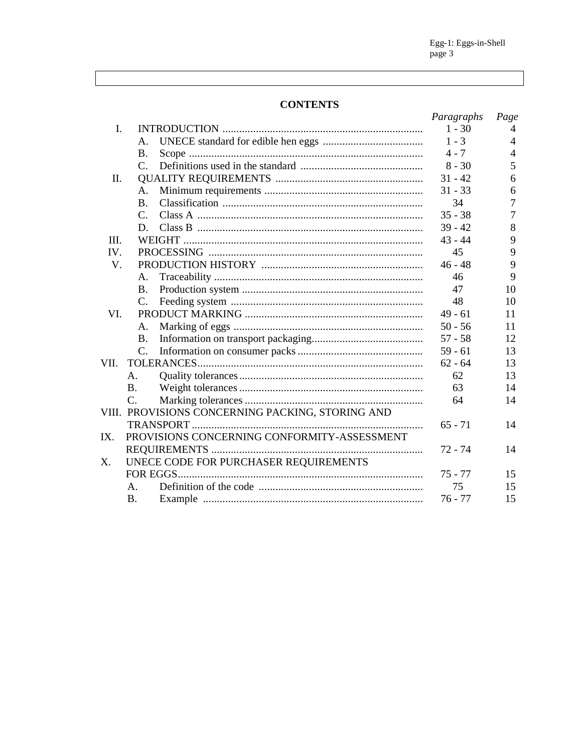## CONTENTS

| | | *Paragraphs* | *Page* |
|---|---|---|---|
| I. | INTRODUCTION | 1 - 30 | 4 |
| | A. UNECE standard for edible hen eggs | 1 - 3 | 4 |
| | B. Scope | 4 - 7 | 4 |
| | C. Definitions used in the standard | 8 - 30 | 5 |
| II. | QUALITY REQUIREMENTS | 31 - 42 | 6 |
| | A. Minimum requirements | 31 - 33 | 6 |
| | B. Classification | 34 | 7 |
| | C. Class A | 35 - 38 | 7 |
| | D. Class B | 39 - 42 | 8 |
| III. | WEIGHT | 43 - 44 | 9 |
| IV. | PROCESSING | 45 | 9 |
| V. | PRODUCTION HISTORY | 46 - 48 | 9 |
| | A. Traceability | 46 | 9 |
| | B. Production system | 47 | 10 |
| | C. Feeding system | 48 | 10 |
| VI. | PRODUCT MARKING | 49 - 61 | 11 |
| | A. Marking of eggs | 50 - 56 | 11 |
| | B. Information on transport packaging | 57 - 58 | 12 |
| | C. Information on consumer packs | 59 - 61 | 13 |
| VII. | TOLERANCES | 62 - 64 | 13 |
| | A. Quality tolerances | 62 | 13 |
| | B. Weight tolerances | 63 | 14 |
| | C. Marking tolerances | 64 | 14 |
| VIII. | PROVISIONS CONCERNING PACKING, STORING AND TRANSPORT | 65 - 71 | 14 |
| IX. | PROVISIONS CONCERNING CONFORMITY-ASSESSMENT REQUIREMENTS | 72 - 74 | 14 |
| X. | UNECE CODE FOR PURCHASER REQUIREMENTS FOR EGGS | 75 - 77 | 15 |
| | A. Definition of the code | 75 | 15 |
| | B. Example | 76 - 77 | 15 |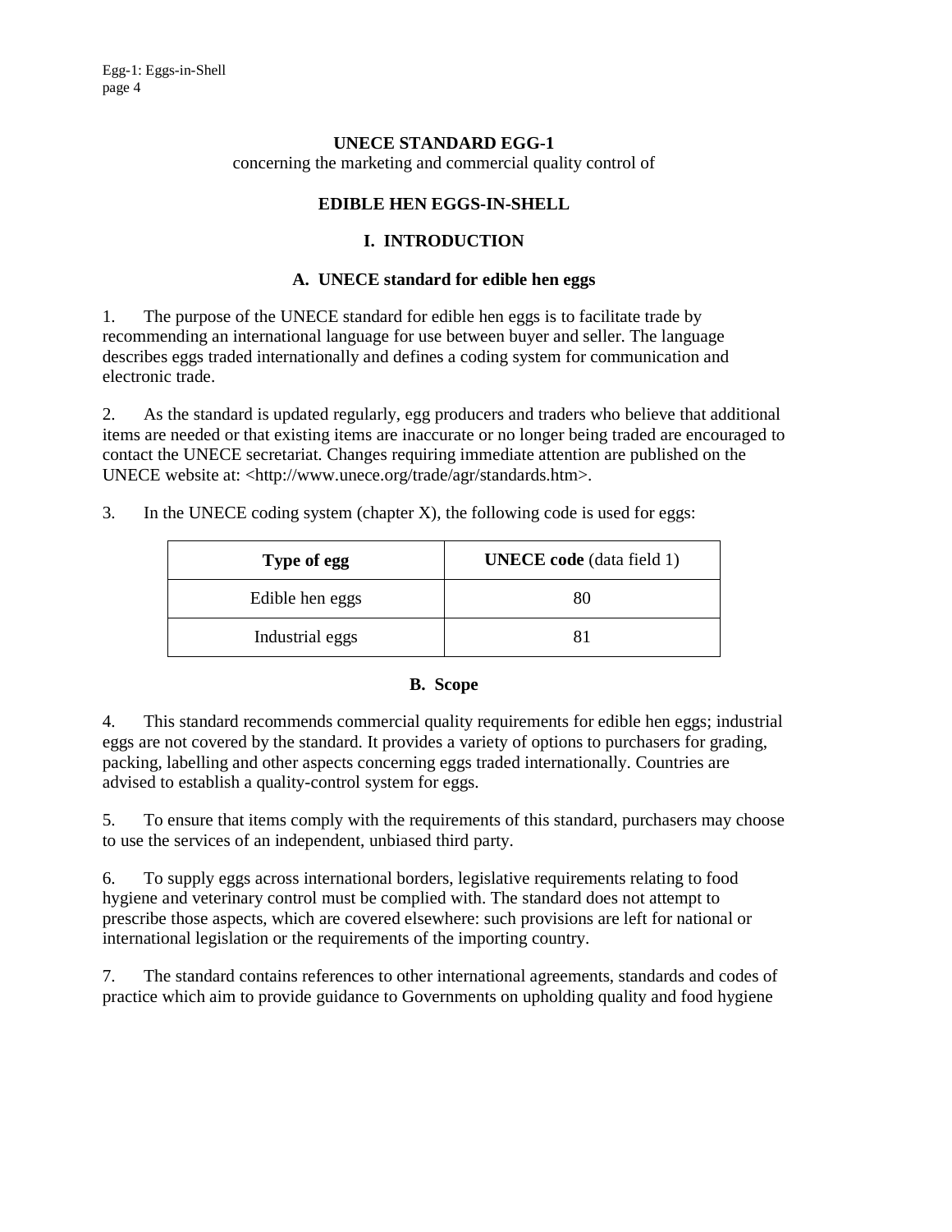# UNECE STANDARD EGG-1

concerning the marketing and commercial quality control of

## EDIBLE HEN EGGS-IN-SHELL

## I. INTRODUCTION

### A. UNECE standard for edible hen eggs

1. The purpose of the UNECE standard for edible hen eggs is to facilitate trade by recommending an international language for use between buyer and seller. The language describes eggs traded internationally and defines a coding system for communication and electronic trade.

2. As the standard is updated regularly, egg producers and traders who believe that additional items are needed or that existing items are inaccurate or no longer being traded are encouraged to contact the UNECE secretariat. Changes requiring immediate attention are published on the UNECE website at: <http://www.unece.org/trade/agr/standards.htm>.

3. In the UNECE coding system (chapter X), the following code is used for eggs:

| **Type of egg** | **UNECE code** (data field 1) |
|---|---|
| Edible hen eggs | 80 |
| Industrial eggs | 81 |

### B. Scope

4. This standard recommends commercial quality requirements for edible hen eggs; industrial eggs are not covered by the standard. It provides a variety of options to purchasers for grading, packing, labelling and other aspects concerning eggs traded internationally. Countries are advised to establish a quality-control system for eggs.

5. To ensure that items comply with the requirements of this standard, purchasers may choose to use the services of an independent, unbiased third party.

6. To supply eggs across international borders, legislative requirements relating to food hygiene and veterinary control must be complied with. The standard does not attempt to prescribe those aspects, which are covered elsewhere: such provisions are left for national or international legislation or the requirements of the importing country.

7. The standard contains references to other international agreements, standards and codes of practice which aim to provide guidance to Governments on upholding quality and food hygiene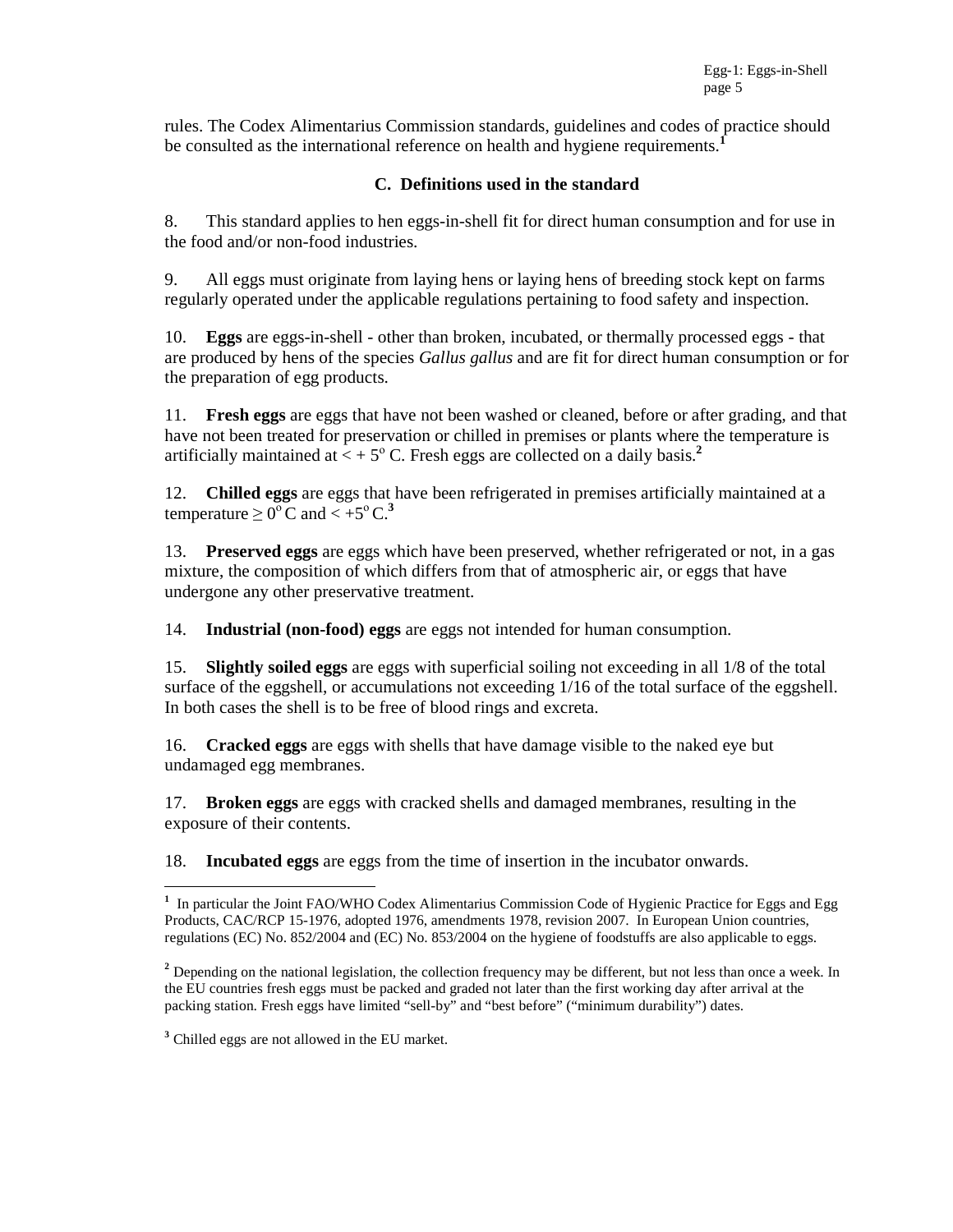rules. The Codex Alimentarius Commission standards, guidelines and codes of practice should be consulted as the international reference on health and hygiene requirements.[1]

### C. Definitions used in the standard

8. This standard applies to hen eggs-in-shell fit for direct human consumption and for use in the food and/or non-food industries.

9. All eggs must originate from laying hens or laying hens of breeding stock kept on farms regularly operated under the applicable regulations pertaining to food safety and inspection.

10. **Eggs** are eggs-in-shell - other than broken, incubated, or thermally processed eggs - that are produced by hens of the species *Gallus gallus* and are fit for direct human consumption or for the preparation of egg products.

11. **Fresh eggs** are eggs that have not been washed or cleaned, before or after grading, and that have not been treated for preservation or chilled in premises or plants where the temperature is artificially maintained at $< +5^{o}$ C. Fresh eggs are collected on a daily basis.[2]

12. **Chilled eggs** are eggs that have been refrigerated in premises artificially maintained at a temperature $\geq 0^{o}$ C and $< +5^{o}$ C.[3]

13. **Preserved eggs** are eggs which have been preserved, whether refrigerated or not, in a gas mixture, the composition of which differs from that of atmospheric air, or eggs that have undergone any other preservative treatment.

14. **Industrial (non-food) eggs** are eggs not intended for human consumption.

15. **Slightly soiled eggs** are eggs with superficial soiling not exceeding in all 1/8 of the total surface of the eggshell, or accumulations not exceeding 1/16 of the total surface of the eggshell. In both cases the shell is to be free of blood rings and excreta.

16. **Cracked eggs** are eggs with shells that have damage visible to the naked eye but undamaged egg membranes.

17. **Broken eggs** are eggs with cracked shells and damaged membranes, resulting in the exposure of their contents.

18. **Incubated eggs** are eggs from the time of insertion in the incubator onwards.

---

[1] In particular the Joint FAO/WHO Codex Alimentarius Commission Code of Hygienic Practice for Eggs and Egg Products, CAC/RCP 15-1976, adopted 1976, amendments 1978, revision 2007. In European Union countries, regulations (EC) No. 852/2004 and (EC) No. 853/2004 on the hygiene of foodstuffs are also applicable to eggs.

[2] Depending on the national legislation, the collection frequency may be different, but not less than once a week. In the EU countries fresh eggs must be packed and graded not later than the first working day after arrival at the packing station. Fresh eggs have limited “sell-by” and “best before” (“minimum durability”) dates.

[3] Chilled eggs are not allowed in the EU market.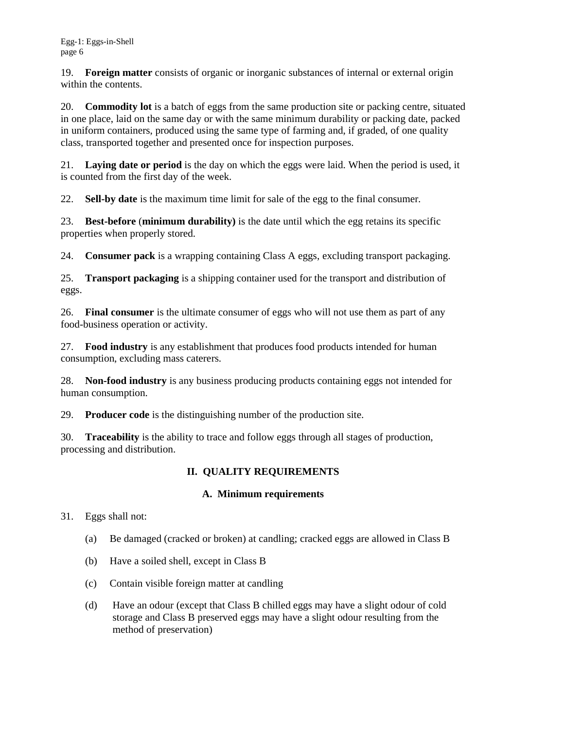19. **Foreign matter** consists of organic or inorganic substances of internal or external origin within the contents.

20. **Commodity lot** is a batch of eggs from the same production site or packing centre, situated in one place, laid on the same day or with the same minimum durability or packing date, packed in uniform containers, produced using the same type of farming and, if graded, of one quality class, transported together and presented once for inspection purposes.

21. **Laying date or period** is the day on which the eggs were laid. When the period is used, it is counted from the first day of the week.

22. **Sell-by date** is the maximum time limit for sale of the egg to the final consumer.

23. **Best-before** (**minimum durability)** is the date until which the egg retains its specific properties when properly stored.

24. **Consumer pack** is a wrapping containing Class A eggs, excluding transport packaging.

25. **Transport packaging** is a shipping container used for the transport and distribution of eggs.

26. **Final consumer** is the ultimate consumer of eggs who will not use them as part of any food-business operation or activity.

27. **Food industry** is any establishment that produces food products intended for human consumption, excluding mass caterers.

28. **Non-food industry** is any business producing products containing eggs not intended for human consumption.

29. **Producer code** is the distinguishing number of the production site.

30. **Traceability** is the ability to trace and follow eggs through all stages of production, processing and distribution.

## II. QUALITY REQUIREMENTS

### A. Minimum requirements

31. Eggs shall not:

    (a) Be damaged (cracked or broken) at candling; cracked eggs are allowed in Class B

    (b) Have a soiled shell, except in Class B

    (c) Contain visible foreign matter at candling

    (d) Have an odour (except that Class B chilled eggs may have a slight odour of cold storage and Class B preserved eggs may have a slight odour resulting from the method of preservation)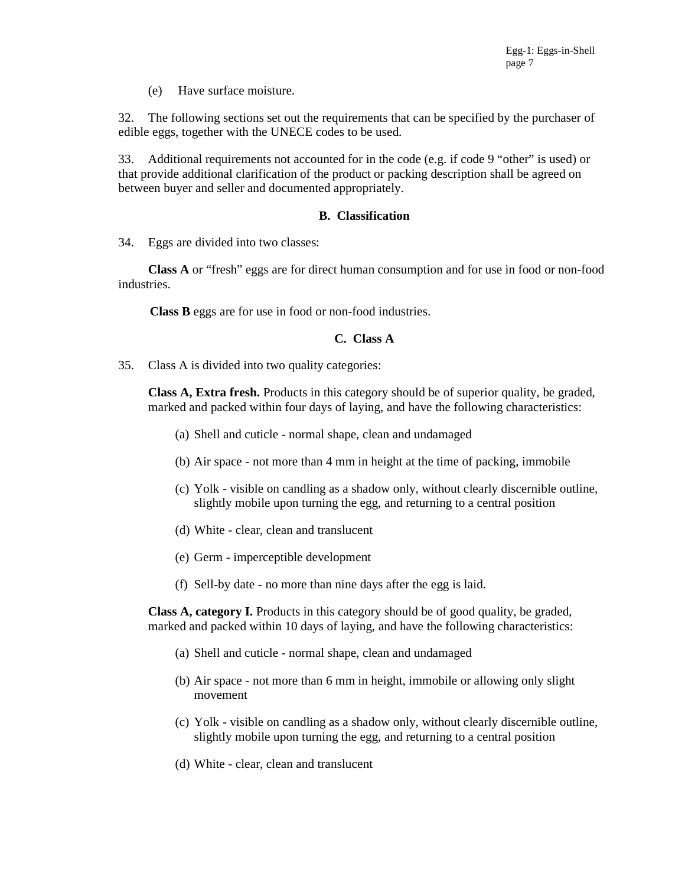(e) Have surface moisture.

32. The following sections set out the requirements that can be specified by the purchaser of edible eggs, together with the UNECE codes to be used.

33. Additional requirements not accounted for in the code (e.g. if code 9 “other” is used) or that provide additional clarification of the product or packing description shall be agreed on between buyer and seller and documented appropriately.

## B. Classification

34. Eggs are divided into two classes:

**Class A** or “fresh” eggs are for direct human consumption and for use in food or non-food industries.

**Class B** eggs are for use in food or non-food industries.

## C. Class A

35. Class A is divided into two quality categories:

**Class A, Extra fresh.** Products in this category should be of superior quality, be graded, marked and packed within four days of laying, and have the following characteristics:

(a) Shell and cuticle - normal shape, clean and undamaged

(b) Air space - not more than 4 mm in height at the time of packing, immobile

(c) Yolk - visible on candling as a shadow only, without clearly discernible outline, slightly mobile upon turning the egg, and returning to a central position

(d) White - clear, clean and translucent

(e) Germ - imperceptible development

(f) Sell-by date - no more than nine days after the egg is laid.

**Class A, category I.** Products in this category should be of good quality, be graded, marked and packed within 10 days of laying, and have the following characteristics:

(a) Shell and cuticle - normal shape, clean and undamaged

(b) Air space - not more than 6 mm in height, immobile or allowing only slight movement

(c) Yolk - visible on candling as a shadow only, without clearly discernible outline, slightly mobile upon turning the egg, and returning to a central position

(d) White - clear, clean and translucent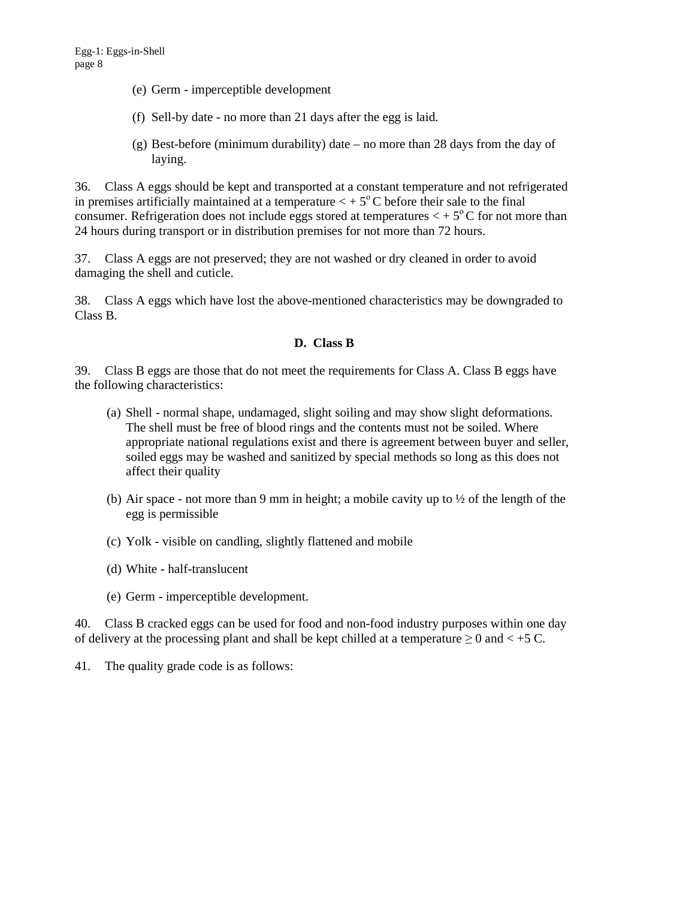(e) Germ - imperceptible development

(f) Sell-by date - no more than 21 days after the egg is laid.

(g) Best-before (minimum durability) date – no more than 28 days from the day of laying.

36. Class A eggs should be kept and transported at a constant temperature and not refrigerated in premises artificially maintained at a temperature $< +5^{o}$ C before their sale to the final consumer. Refrigeration does not include eggs stored at temperatures $< +5^{o}$ C for not more than 24 hours during transport or in distribution premises for not more than 72 hours.

37. Class A eggs are not preserved; they are not washed or dry cleaned in order to avoid damaging the shell and cuticle.

38. Class A eggs which have lost the above-mentioned characteristics may be downgraded to Class B.

**D. Class B**

39. Class B eggs are those that do not meet the requirements for Class A. Class B eggs have the following characteristics:

(a) Shell - normal shape, undamaged, slight soiling and may show slight deformations. The shell must be free of blood rings and the contents must not be soiled. Where appropriate national regulations exist and there is agreement between buyer and seller, soiled eggs may be washed and sanitized by special methods so long as this does not affect their quality

(b) Air space - not more than 9 mm in height; a mobile cavity up to ½ of the length of the egg is permissible

(c) Yolk - visible on candling, slightly flattened and mobile

(d) White - half-translucent

(e) Germ - imperceptible development.

40. Class B cracked eggs can be used for food and non-food industry purposes within one day of delivery at the processing plant and shall be kept chilled at a temperature $\geq 0$ and $< +5$ C.

41. The quality grade code is as follows: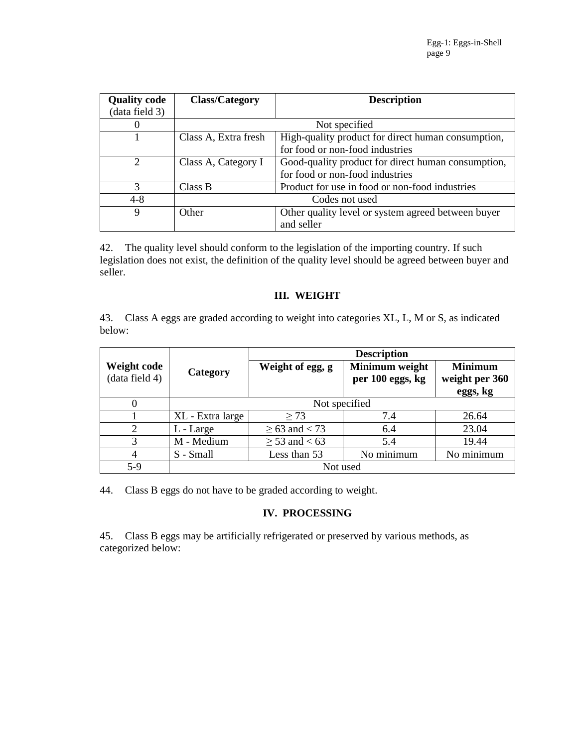| **Quality code** (data field 3) | **Class/Category** | **Description** |
|---|---|---|
| 0 | Not specified | |
| 1 | Class A, Extra fresh | High-quality product for direct human consumption, for food or non-food industries |
| 2 | Class A, Category I | Good-quality product for direct human consumption, for food or non-food industries |
| 3 | Class B | Product for use in food or non-food industries |
| 4-8 | Codes not used | |
| 9 | Other | Other quality level or system agreed between buyer and seller |

42. The quality level should conform to the legislation of the importing country. If such legislation does not exist, the definition of the quality level should be agreed between buyer and seller.

## III. WEIGHT

43. Class A eggs are graded according to weight into categories XL, L, M or S, as indicated below:

| **Weight code** (data field 4) | **Category** | **Description** | | |
|---|---|---|---|---|
| | | **Weight of egg, g** | **Minimum weight per 100 eggs, kg** | **Minimum weight per 360 eggs, kg** |
| 0 | Not specified | | | |
| 1 | XL - Extra large | ≥ 73 | 7.4 | 26.64 |
| 2 | L - Large | ≥ 63 and < 73 | 6.4 | 23.04 |
| 3 | M - Medium | ≥ 53 and < 63 | 5.4 | 19.44 |
| 4 | S - Small | Less than 53 | No minimum | No minimum |
| 5-9 | Not used | | | |

44. Class B eggs do not have to be graded according to weight.

## IV. PROCESSING

45. Class B eggs may be artificially refrigerated or preserved by various methods, as categorized below: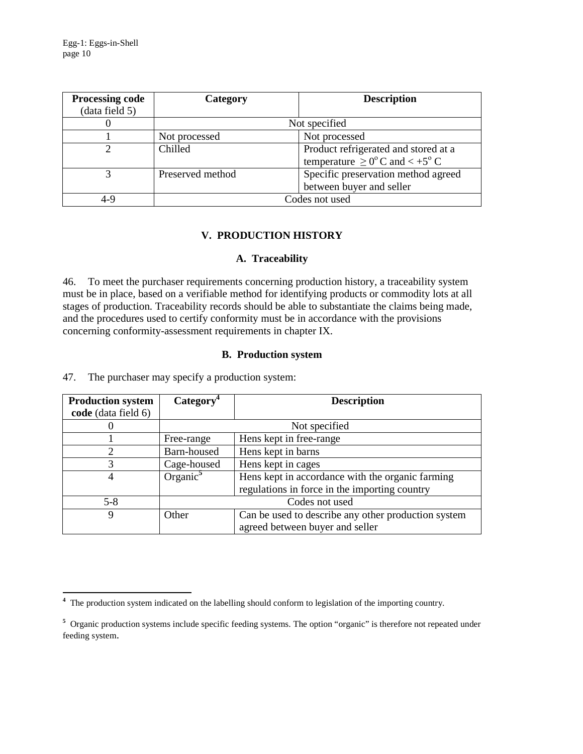| **Processing code** (data field 5) | **Category** | **Description** |
|---|---|---|
| 0 | Not specified | |
| 1 | Not processed | Not processed |
| 2 | Chilled | Product refrigerated and stored at a temperature $\geq 0^{o}$ C and $< +5^{o}$ C |
| 3 | Preserved method | Specific preservation method agreed between buyer and seller |
| 4-9 | Codes not used | |

## V. PRODUCTION HISTORY

### A. Traceability

46. To meet the purchaser requirements concerning production history, a traceability system must be in place, based on a verifiable method for identifying products or commodity lots at all stages of production. Traceability records should be able to substantiate the claims being made, and the procedures used to certify conformity must be in accordance with the provisions concerning conformity-assessment requirements in chapter IX.

### B. Production system

47. The purchaser may specify a production system:

| **Production system code** (data field 6) | **Category**[4] | **Description** |
|---|---|---|
| 0 | Not specified | |
| 1 | Free-range | Hens kept in free-range |
| 2 | Barn-housed | Hens kept in barns |
| 3 | Cage-housed | Hens kept in cages |
| 4 | Organic[5] | Hens kept in accordance with the organic farming regulations in force in the importing country |
| 5-8 | Codes not used | |
| 9 | Other | Can be used to describe any other production system agreed between buyer and seller |

---

[4] The production system indicated on the labelling should conform to legislation of the importing country.

[5] Organic production systems include specific feeding systems. The option "organic" is therefore not repeated under feeding system.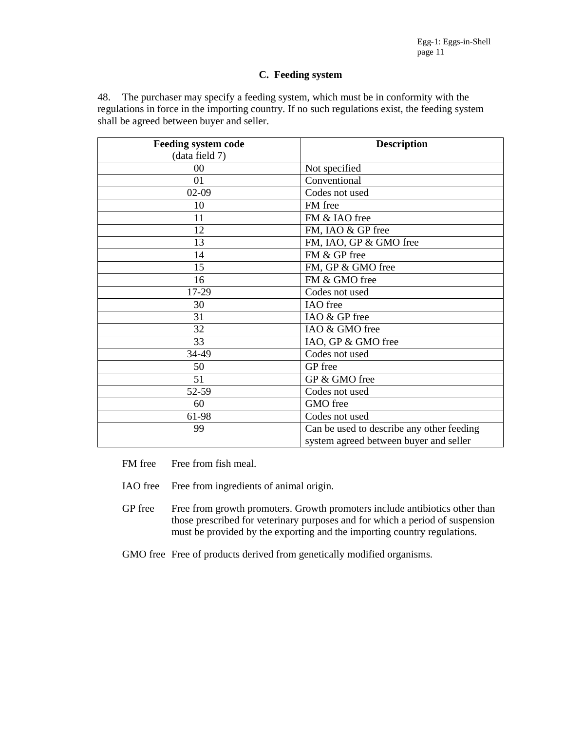### C. Feeding system

48. The purchaser may specify a feeding system, which must be in conformity with the regulations in force in the importing country. If no such regulations exist, the feeding system shall be agreed between buyer and seller.

| Feeding system code (data field 7) | Description |
|---|---|
| 00 | Not specified |
| 01 | Conventional |
| 02-09 | Codes not used |
| 10 | FM free |
| 11 | FM & IAO free |
| 12 | FM, IAO & GP free |
| 13 | FM, IAO, GP & GMO free |
| 14 | FM & GP free |
| 15 | FM, GP & GMO free |
| 16 | FM & GMO free |
| 17-29 | Codes not used |
| 30 | IAO free |
| 31 | IAO & GP free |
| 32 | IAO & GMO free |
| 33 | IAO, GP & GMO free |
| 34-49 | Codes not used |
| 50 | GP free |
| 51 | GP & GMO free |
| 52-59 | Codes not used |
| 60 | GMO free |
| 61-98 | Codes not used |
| 99 | Can be used to describe any other feeding system agreed between buyer and seller |

FM free Free from fish meal.

IAO free Free from ingredients of animal origin.

GP free Free from growth promoters. Growth promoters include antibiotics other than those prescribed for veterinary purposes and for which a period of suspension must be provided by the exporting and the importing country regulations.

GMO free Free of products derived from genetically modified organisms.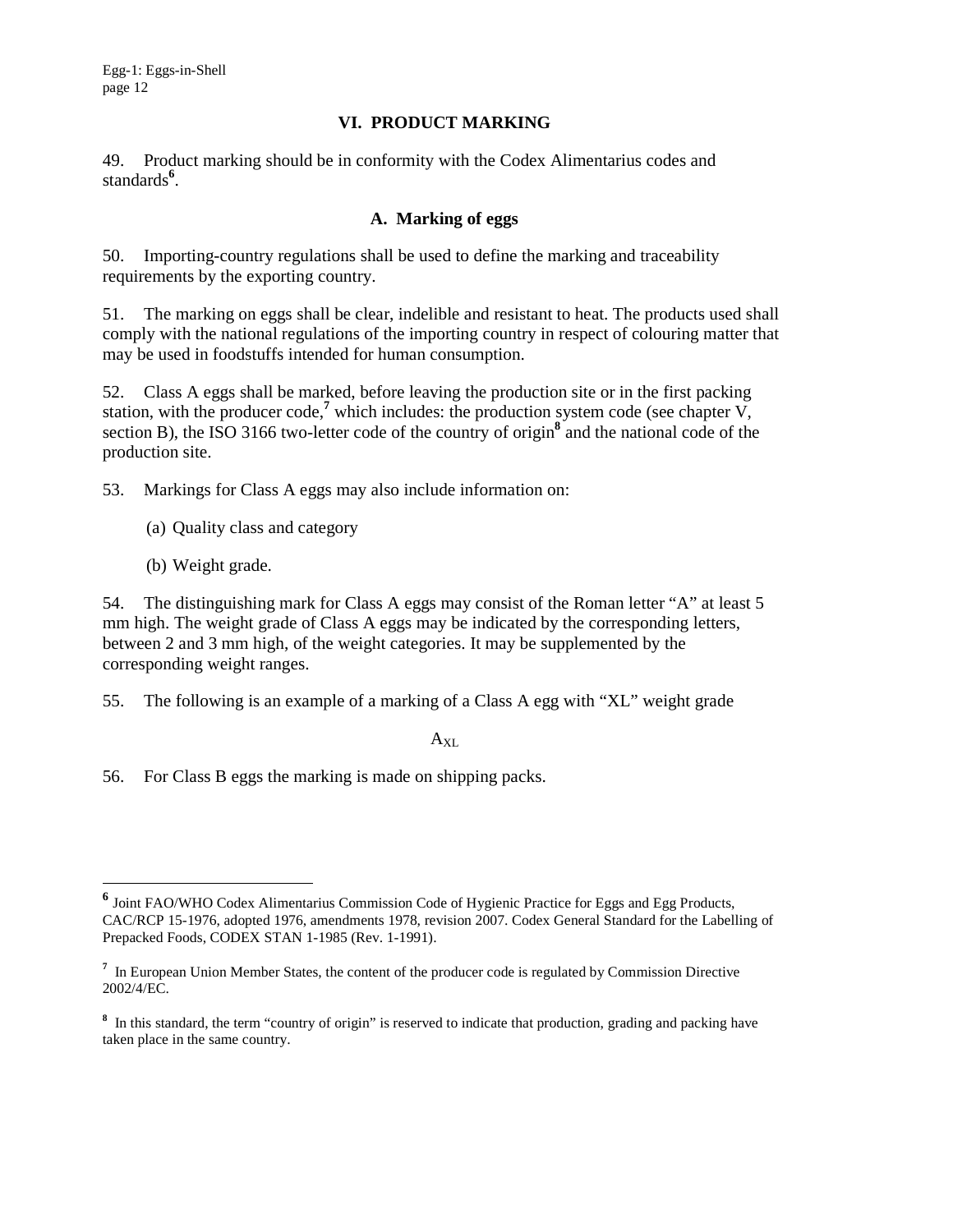## VI. PRODUCT MARKING

49. Product marking should be in conformity with the Codex Alimentarius codes and standards[6].

### A. Marking of eggs

50. Importing-country regulations shall be used to define the marking and traceability requirements by the exporting country.

51. The marking on eggs shall be clear, indelible and resistant to heat. The products used shall comply with the national regulations of the importing country in respect of colouring matter that may be used in foodstuffs intended for human consumption.

52. Class A eggs shall be marked, before leaving the production site or in the first packing station, with the producer code,[7] which includes: the production system code (see chapter V, section B), the ISO 3166 two-letter code of the country of origin[8] and the national code of the production site.

53. Markings for Class A eggs may also include information on:

(a) Quality class and category

(b) Weight grade.

54. The distinguishing mark for Class A eggs may consist of the Roman letter "A" at least 5 mm high. The weight grade of Class A eggs may be indicated by the corresponding letters, between 2 and 3 mm high, of the weight categories. It may be supplemented by the corresponding weight ranges.

55. The following is an example of a marking of a Class A egg with "XL" weight grade

$$A_{XL}$$

56. For Class B eggs the marking is made on shipping packs.

---

[6] Joint FAO/WHO Codex Alimentarius Commission Code of Hygienic Practice for Eggs and Egg Products, CAC/RCP 15-1976, adopted 1976, amendments 1978, revision 2007. Codex General Standard for the Labelling of Prepacked Foods, CODEX STAN 1-1985 (Rev. 1-1991).

[7] In European Union Member States, the content of the producer code is regulated by Commission Directive 2002/4/EC.

[8] In this standard, the term "country of origin" is reserved to indicate that production, grading and packing have taken place in the same country.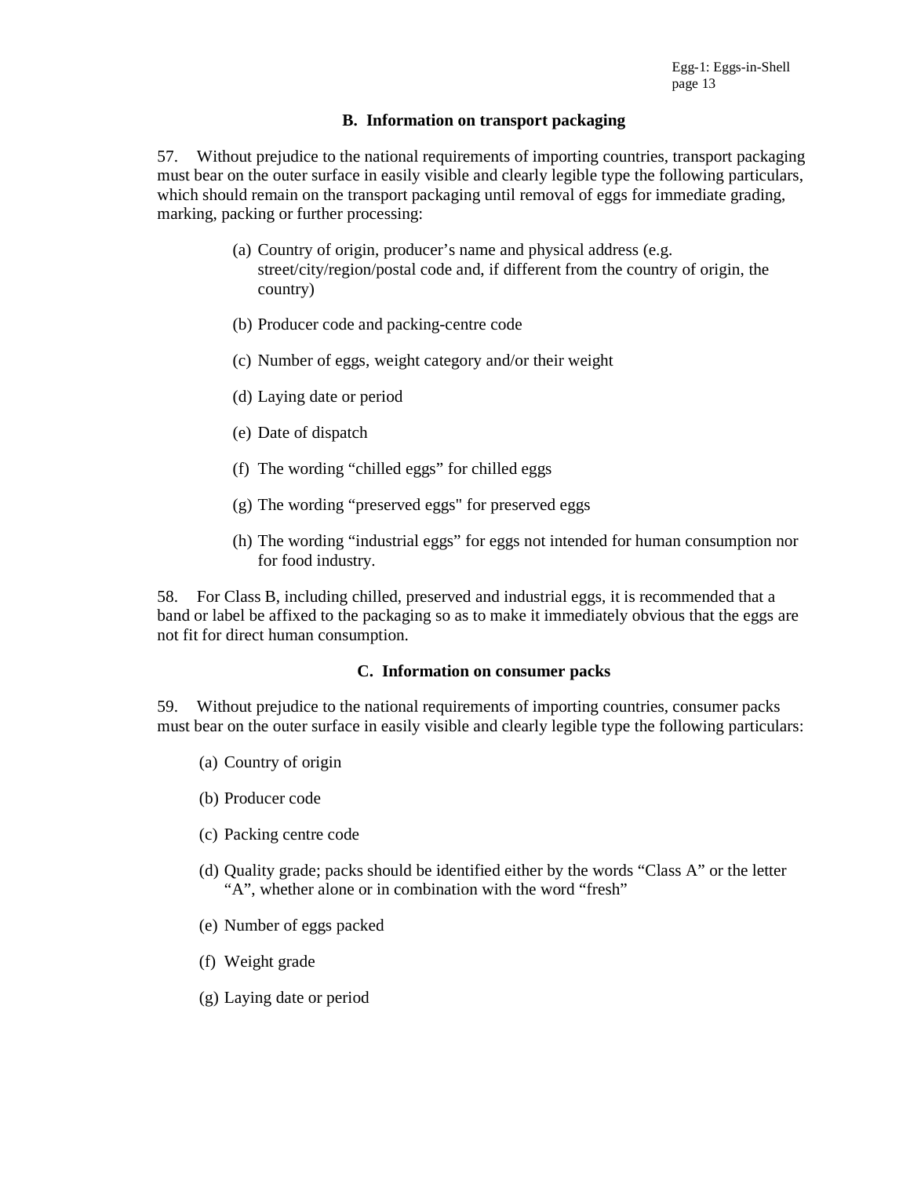### B. Information on transport packaging

57. Without prejudice to the national requirements of importing countries, transport packaging must bear on the outer surface in easily visible and clearly legible type the following particulars, which should remain on the transport packaging until removal of eggs for immediate grading, marking, packing or further processing:

(a) Country of origin, producer's name and physical address (e.g. street/city/region/postal code and, if different from the country of origin, the country)

(b) Producer code and packing-centre code

(c) Number of eggs, weight category and/or their weight

(d) Laying date or period

(e) Date of dispatch

(f) The wording "chilled eggs" for chilled eggs

(g) The wording "preserved eggs" for preserved eggs

(h) The wording "industrial eggs" for eggs not intended for human consumption nor for food industry.

58. For Class B, including chilled, preserved and industrial eggs, it is recommended that a band or label be affixed to the packaging so as to make it immediately obvious that the eggs are not fit for direct human consumption.

### C. Information on consumer packs

59. Without prejudice to the national requirements of importing countries, consumer packs must bear on the outer surface in easily visible and clearly legible type the following particulars:

(a) Country of origin

(b) Producer code

(c) Packing centre code

(d) Quality grade; packs should be identified either by the words "Class A" or the letter "A", whether alone or in combination with the word "fresh"

(e) Number of eggs packed

(f) Weight grade

(g) Laying date or period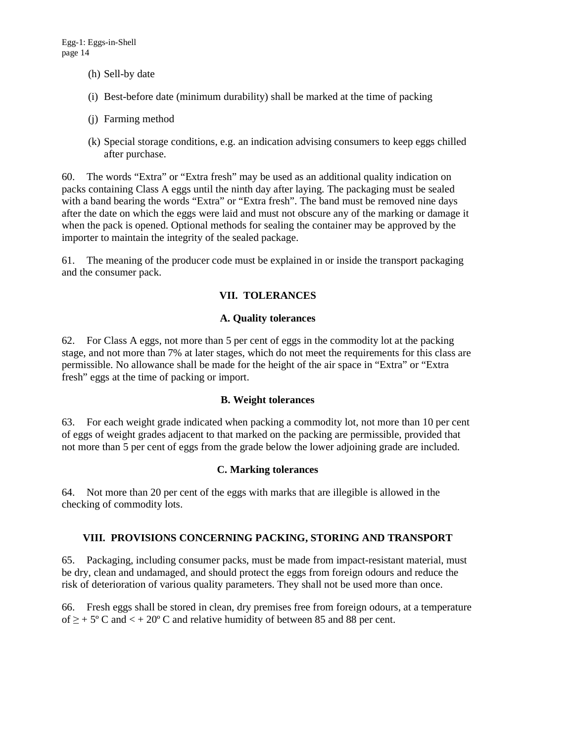(h) Sell-by date

(i) Best-before date (minimum durability) shall be marked at the time of packing

(j) Farming method

(k) Special storage conditions, e.g. an indication advising consumers to keep eggs chilled after purchase.

60. The words “Extra” or “Extra fresh” may be used as an additional quality indication on packs containing Class A eggs until the ninth day after laying. The packaging must be sealed with a band bearing the words “Extra” or “Extra fresh”. The band must be removed nine days after the date on which the eggs were laid and must not obscure any of the marking or damage it when the pack is opened. Optional methods for sealing the container may be approved by the importer to maintain the integrity of the sealed package.

61. The meaning of the producer code must be explained in or inside the transport packaging and the consumer pack.

## VII. TOLERANCES

### A. Quality tolerances

62. For Class A eggs, not more than 5 per cent of eggs in the commodity lot at the packing stage, and not more than 7% at later stages, which do not meet the requirements for this class are permissible. No allowance shall be made for the height of the air space in “Extra” or “Extra fresh” eggs at the time of packing or import.

### B. Weight tolerances

63. For each weight grade indicated when packing a commodity lot, not more than 10 per cent of eggs of weight grades adjacent to that marked on the packing are permissible, provided that not more than 5 per cent of eggs from the grade below the lower adjoining grade are included.

### C. Marking tolerances

64. Not more than 20 per cent of the eggs with marks that are illegible is allowed in the checking of commodity lots.

## VIII. PROVISIONS CONCERNING PACKING, STORING AND TRANSPORT

65. Packaging, including consumer packs, must be made from impact-resistant material, must be dry, clean and undamaged, and should protect the eggs from foreign odours and reduce the risk of deterioration of various quality parameters. They shall not be used more than once.

66. Fresh eggs shall be stored in clean, dry premises free from foreign odours, at a temperature of $\geq +5^{\circ}$ C and $< +20^{\circ}$ C and relative humidity of between 85 and 88 per cent.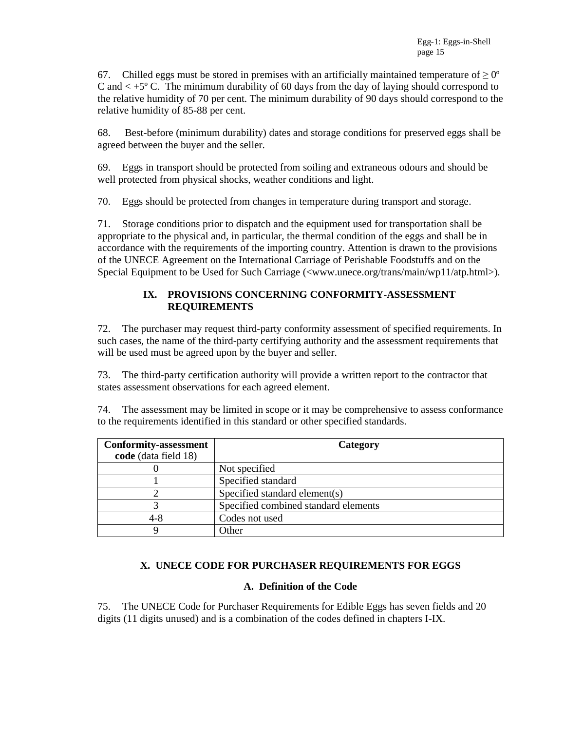67. Chilled eggs must be stored in premises with an artificially maintained temperature of ≥ 0º C and < +5º C. The minimum durability of 60 days from the day of laying should correspond to the relative humidity of 70 per cent. The minimum durability of 90 days should correspond to the relative humidity of 85-88 per cent.

68. Best-before (minimum durability) dates and storage conditions for preserved eggs shall be agreed between the buyer and the seller.

69. Eggs in transport should be protected from soiling and extraneous odours and should be well protected from physical shocks, weather conditions and light.

70. Eggs should be protected from changes in temperature during transport and storage.

71. Storage conditions prior to dispatch and the equipment used for transportation shall be appropriate to the physical and, in particular, the thermal condition of the eggs and shall be in accordance with the requirements of the importing country. Attention is drawn to the provisions of the UNECE Agreement on the International Carriage of Perishable Foodstuffs and on the Special Equipment to be Used for Such Carriage (<www.unece.org/trans/main/wp11/atp.html>).

## IX. PROVISIONS CONCERNING CONFORMITY-ASSESSMENT REQUIREMENTS

72. The purchaser may request third-party conformity assessment of specified requirements. In such cases, the name of the third-party certifying authority and the assessment requirements that will be used must be agreed upon by the buyer and seller.

73. The third-party certification authority will provide a written report to the contractor that states assessment observations for each agreed element.

74. The assessment may be limited in scope or it may be comprehensive to assess conformance to the requirements identified in this standard or other specified standards.

| **Conformity-assessment code** (data field 18) | **Category** |
|---|---|
| 0 | Not specified |
| 1 | Specified standard |
| 2 | Specified standard element(s) |
| 3 | Specified combined standard elements |
| 4-8 | Codes not used |
| 9 | Other |

## X. UNECE CODE FOR PURCHASER REQUIREMENTS FOR EGGS

### A. Definition of the Code

75. The UNECE Code for Purchaser Requirements for Edible Eggs has seven fields and 20 digits (11 digits unused) and is a combination of the codes defined in chapters I-IX.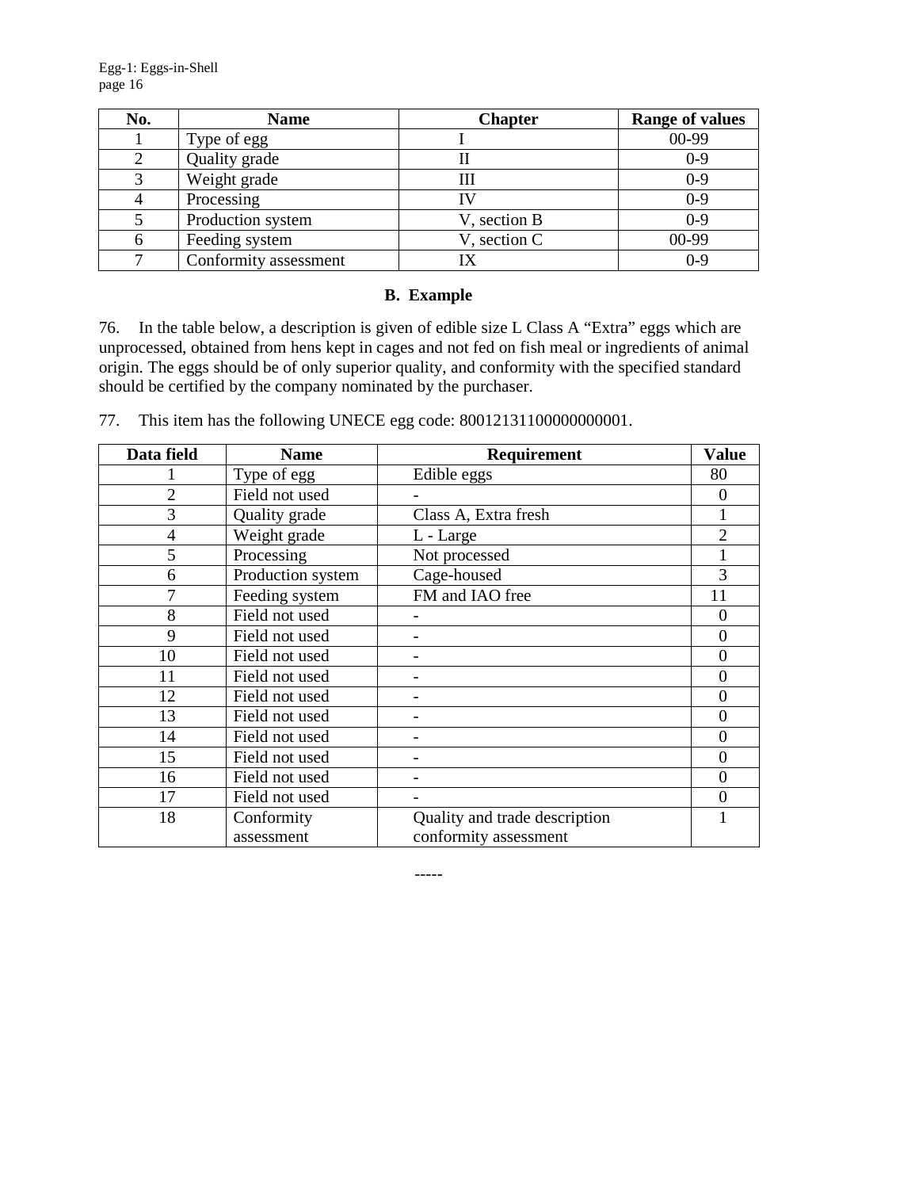| No. | Name | Chapter | Range of values |
| --- | --- | --- | --- |
| 1 | Type of egg | I | 00-99 |
| 2 | Quality grade | II | 0-9 |
| 3 | Weight grade | III | 0-9 |
| 4 | Processing | IV | 0-9 |
| 5 | Production system | V, section B | 0-9 |
| 6 | Feeding system | V, section C | 00-99 |
| 7 | Conformity assessment | IX | 0-9 |

### B. Example

76. In the table below, a description is given of edible size L Class A "Extra" eggs which are unprocessed, obtained from hens kept in cages and not fed on fish meal or ingredients of animal origin. The eggs should be of only superior quality, and conformity with the specified standard should be certified by the company nominated by the purchaser.

77. This item has the following UNECE egg code: 80012131100000000001.

| Data field | Name | Requirement | Value |
| --- | --- | --- | --- |
| 1 | Type of egg | Edible eggs | 80 |
| 2 | Field not used | - | 0 |
| 3 | Quality grade | Class A, Extra fresh | 1 |
| 4 | Weight grade | L - Large | 2 |
| 5 | Processing | Not processed | 1 |
| 6 | Production system | Cage-housed | 3 |
| 7 | Feeding system | FM and IAO free | 11 |
| 8 | Field not used | - | 0 |
| 9 | Field not used | - | 0 |
| 10 | Field not used | - | 0 |
| 11 | Field not used | - | 0 |
| 12 | Field not used | - | 0 |
| 13 | Field not used | - | 0 |
| 14 | Field not used | - | 0 |
| 15 | Field not used | - | 0 |
| 16 | Field not used | - | 0 |
| 17 | Field not used | - | 0 |
| 18 | Conformity assessment | Quality and trade description conformity assessment | 1 |

-----